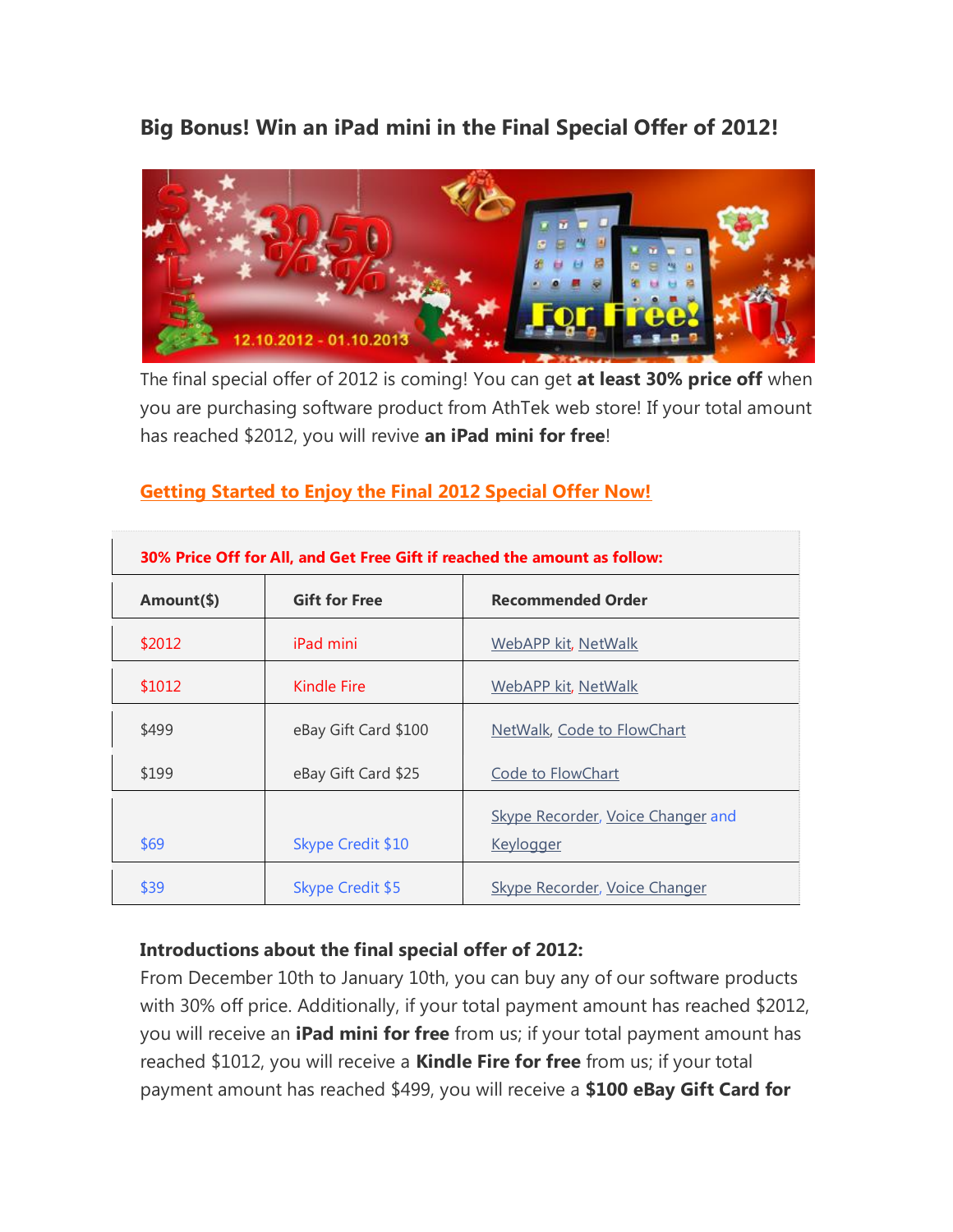## Big Bonus! Win an iPad mini in the Final Special Offer of 2012!

The final special offer of 2012 is coming! You can get **at least 30% price off** when you are purchasing software product from AthTek web store! If your total amount has reached $2012, you will revive **an iPad mini for free**!

**Getting Started to Enjoy the Final 2012 Special Offer Now!**

| 30% Price Off for All, and Get Free Gift if reached the amount as follow: | | |
|---|---|---|
| **Amount($)** | **Gift for Free** | **Recommended Order** |
| $2012 | iPad mini | WebAPP kit, NetWalk |
| $1012 | Kindle Fire | WebAPP kit, NetWalk |
| $499 | eBay Gift Card $100 | NetWalk, Code to FlowChart |
| $199 | eBay Gift Card $25 | Code to FlowChart |
| $69 | Skype Credit $10 | Skype Recorder, Voice Changer and Keylogger |
| $39 | Skype Credit $5 | Skype Recorder, Voice Changer |

**Introductions about the final special offer of 2012:**

From December 10th to January 10th, you can buy any of our software products with 30% off price. Additionally, if your total payment amount has reached $2012, you will receive an **iPad mini for free** from us; if your total payment amount has reached $1012, you will receive a **Kindle Fire for free** from us; if your total payment amount has reached $499, you will receive a **$100 eBay Gift Card for**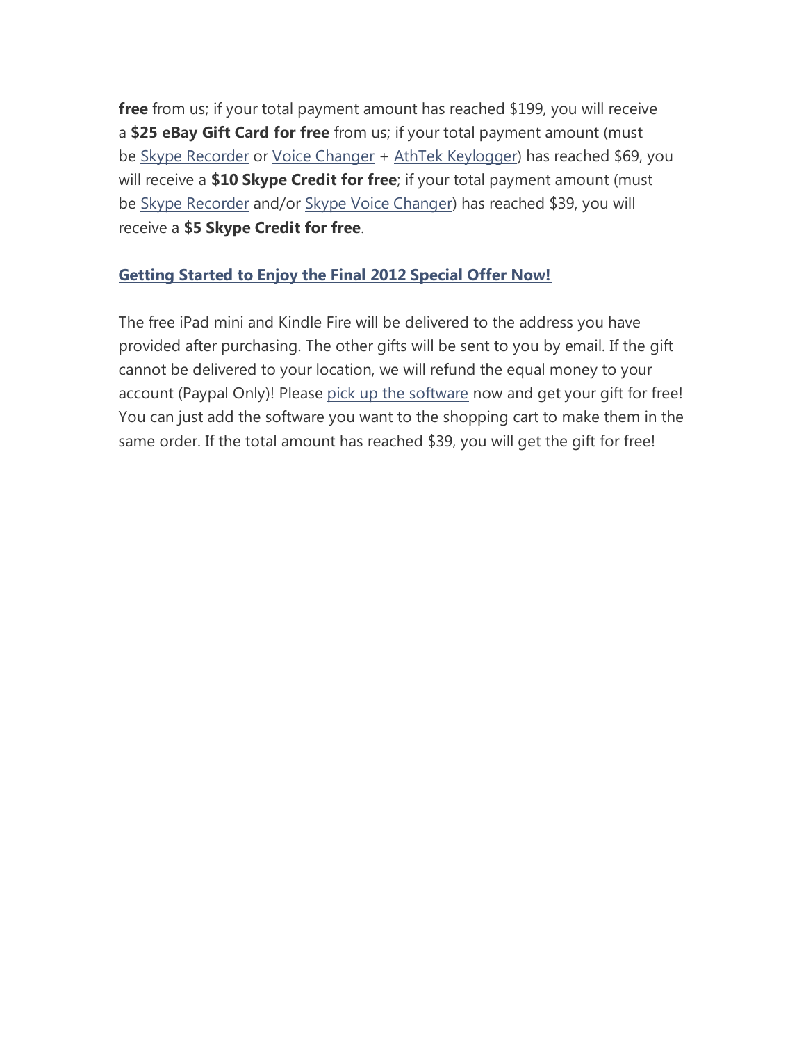**free** from us; if your total payment amount has reached $199, you will receive a **$25 eBay Gift Card for free** from us; if your total payment amount (must be Skype Recorder or Voice Changer + AthTek Keylogger) has reached $69, you will receive a **$10 Skype Credit for free**; if your total payment amount (must be Skype Recorder and/or Skype Voice Changer) has reached $39, you will receive a **$5 Skype Credit for free**.

**Getting Started to Enjoy the Final 2012 Special Offer Now!**

The free iPad mini and Kindle Fire will be delivered to the address you have provided after purchasing. The other gifts will be sent to you by email. If the gift cannot be delivered to your location, we will refund the equal money to your account (Paypal Only)! Please pick up the software now and get your gift for free! You can just add the software you want to the shopping cart to make them in the same order. If the total amount has reached $39, you will get the gift for free!